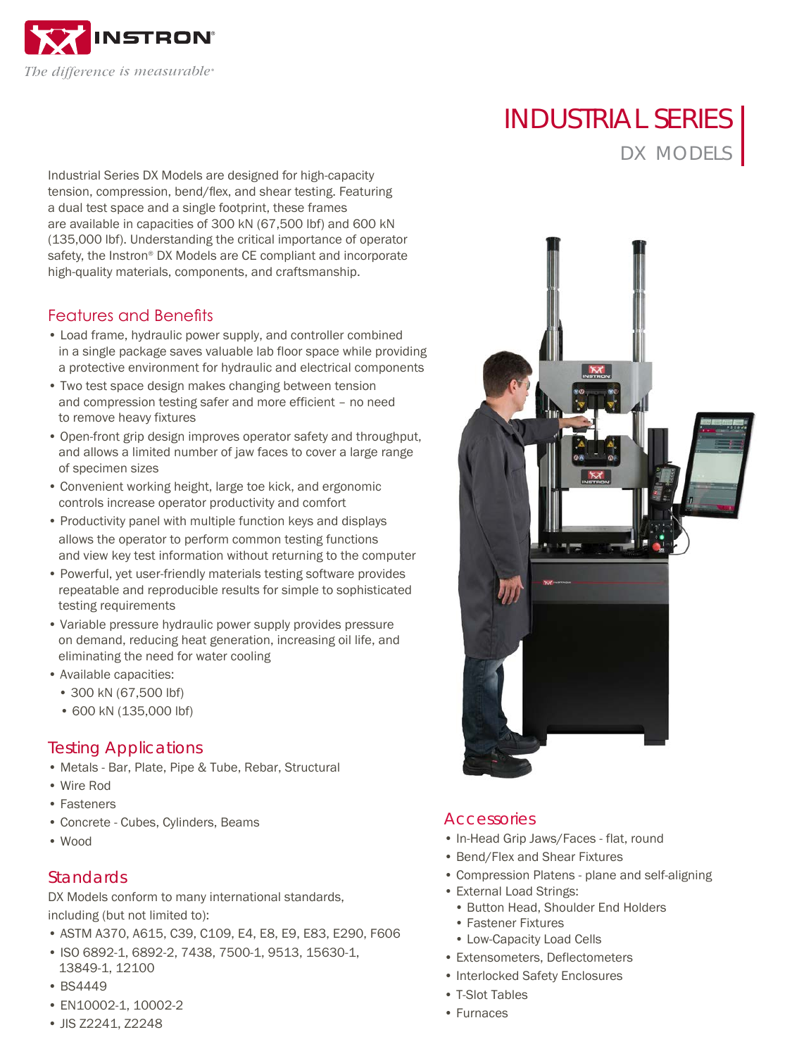INSTRON

*The difference is measurable®*

# INDUSTRIAL SERIES

## DX MODELS

Industrial Series DX Models are designed for high-capacity tension, compression, bend/flex, and shear testing. Featuring a dual test space and a single footprint, these frames are available in capacities of 300 kN (67,500 lbf) and 600 kN (135,000 lbf). Understanding the critical importance of operator safety, the Instron® DX Models are CE compliant and incorporate high-quality materials, components, and craftsmanship.

## Features and Benefits

- Load frame, hydraulic power supply, and controller combined in a single package saves valuable lab floor space while providing a protective environment for hydraulic and electrical components
- Two test space design makes changing between tension and compression testing safer and more efficient – no need to remove heavy fixtures
- Open-front grip design improves operator safety and throughput, and allows a limited number of jaw faces to cover a large range of specimen sizes
- Convenient working height, large toe kick, and ergonomic controls increase operator productivity and comfort
- Productivity panel with multiple function keys and displays allows the operator to perform common testing functions and view key test information without returning to the computer
- Powerful, yet user-friendly materials testing software provides repeatable and reproducible results for simple to sophisticated testing requirements
- Variable pressure hydraulic power supply provides pressure on demand, reducing heat generation, increasing oil life, and eliminating the need for water cooling
- Available capacities:
  - 300 kN (67,500 lbf)
  - 600 kN (135,000 lbf)

## Testing Applications

- Metals - Bar, Plate, Pipe & Tube, Rebar, Structural
- Wire Rod
- Fasteners
- Concrete - Cubes, Cylinders, Beams
- Wood

## Standards

DX Models conform to many international standards, including (but not limited to):

- ASTM A370, A615, C39, C109, E4, E8, E9, E83, E290, F606
- ISO 6892-1, 6892-2, 7438, 7500-1, 9513, 15630-1, 13849-1, 12100
- BS4449
- EN10002-1, 10002-2
- JIS Z2241, Z2248

## Accessories

- In-Head Grip Jaws/Faces - flat, round
- Bend/Flex and Shear Fixtures
- Compression Platens - plane and self-aligning
- External Load Strings:
  - Button Head, Shoulder End Holders
  - Fastener Fixtures
  - Low-Capacity Load Cells
- Extensometers, Deflectometers
- Interlocked Safety Enclosures
- T-Slot Tables
- Furnaces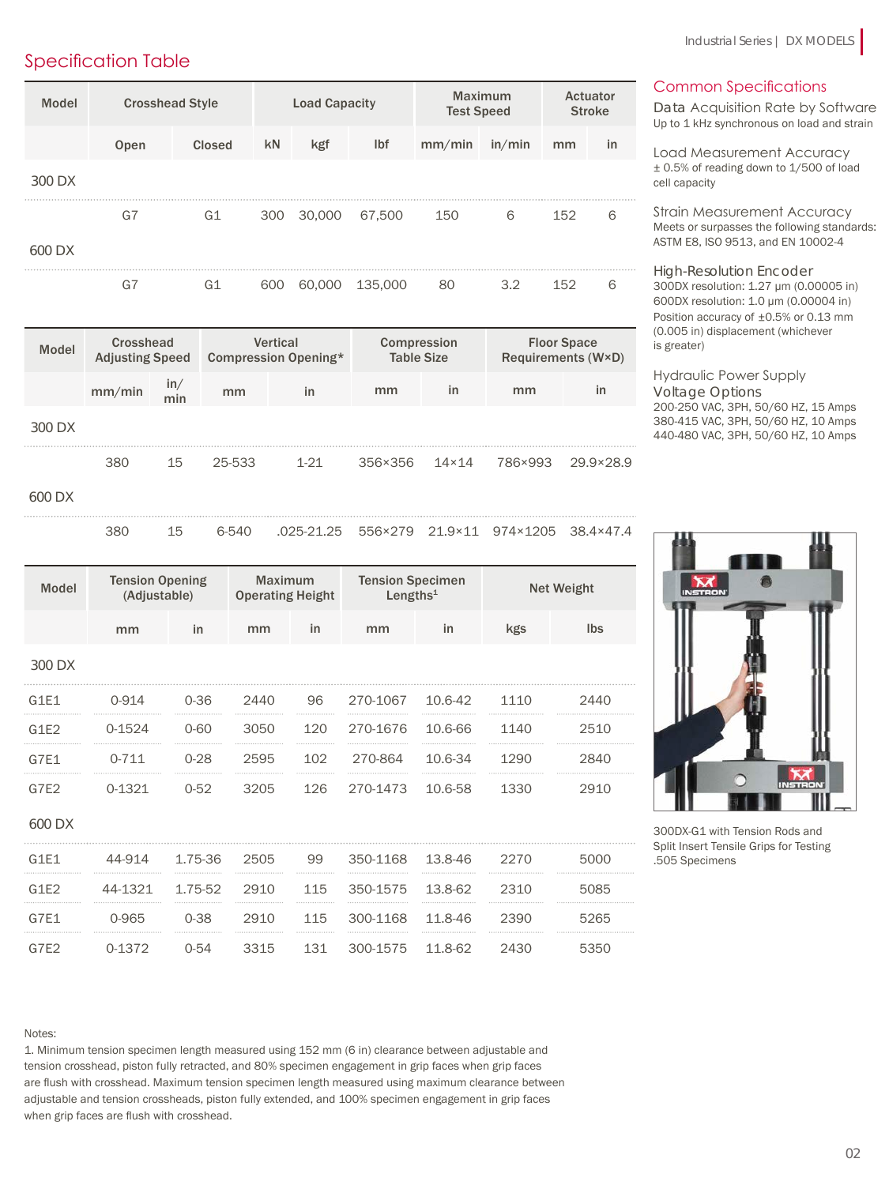## Specification Table

| Model | Crosshead Style | | Load Capacity | | | Maximum Test Speed | | Actuator Stroke | |
|---|---|---|---|---|---|---|---|---|---|
| | Open | Closed | kN | kgf | lbf | mm/min | in/min | mm | in |
| 300 DX | | | | | | | | | |
| | G7 | G1 | 300 | 30,000 | 67,500 | 150 | 6 | 152 | 6 |
| 600 DX | | | | | | | | | |
| | G7 | G1 | 600 | 60,000 | 135,000 | 80 | 3.2 | 152 | 6 |

| Model | Crosshead Adjusting Speed | | Vertical Compression Opening* | | Compression Table Size | | Floor Space Requirements (W×D) | |
|---|---|---|---|---|---|---|---|---|
| | mm/min | in/min | mm | in | mm | in | mm | in |
| 300 DX | | | | | | | | |
| | 380 | 15 | 25-533 | 1-21 | 356×356 | 14×14 | 786×993 | 29.9×28.9 |
| 600 DX | | | | | | | | |
| | 380 | 15 | 6-540 | .025-21.25 | 556×279 | 21.9×11 | 974×1205 | 38.4×47.4 |

| Model | Tension Opening (Adjustable) | | Maximum Operating Height | | Tension Specimen Lengths[1] | | Net Weight | |
|---|---|---|---|---|---|---|---|---|
| | mm | in | mm | in | mm | in | kgs | lbs |
| 300 DX | | | | | | | | |
| G1E1 | 0-914 | 0-36 | 2440 | 96 | 270-1067 | 10.6-42 | 1110 | 2440 |
| G1E2 | 0-1524 | 0-60 | 3050 | 120 | 270-1676 | 10.6-66 | 1140 | 2510 |
| G7E1 | 0-711 | 0-28 | 2595 | 102 | 270-864 | 10.6-34 | 1290 | 2840 |
| G7E2 | 0-1321 | 0-52 | 3205 | 126 | 270-1473 | 10.6-58 | 1330 | 2910 |
| 600 DX | | | | | | | | |
| G1E1 | 44-914 | 1.75-36 | 2505 | 99 | 350-1168 | 13.8-46 | 2270 | 5000 |
| G1E2 | 44-1321 | 1.75-52 | 2910 | 115 | 350-1575 | 13.8-62 | 2310 | 5085 |
| G7E1 | 0-965 | 0-38 | 2910 | 115 | 300-1168 | 11.8-46 | 2390 | 5265 |
| G7E2 | 0-1372 | 0-54 | 3315 | 131 | 300-1575 | 11.8-62 | 2430 | 5350 |

Notes:

1. Minimum tension specimen length measured using 152 mm (6 in) clearance between adjustable and tension crosshead, piston fully retracted, and 80% specimen engagement in grip faces when grip faces are flush with crosshead. Maximum tension specimen length measured using maximum clearance between adjustable and tension crossheads, piston fully extended, and 100% specimen engagement in grip faces when grip faces are flush with crosshead.

## Common Specifications

### Data Acquisition Rate by Software
Up to 1 kHz synchronous on load and strain

### Load Measurement Accuracy
± 0.5% of reading down to 1/500 of load cell capacity

### Strain Measurement Accuracy
Meets or surpasses the following standards: ASTM E8, ISO 9513, and EN 10002-4

### High-Resolution Encoder
300DX resolution: 1.27 µm (0.00005 in)
600DX resolution: 1.0 µm (0.00004 in)
Position accuracy of ±0.5% or 0.13 mm (0.005 in) displacement (whichever is greater)

### Hydraulic Power Supply Voltage Options
200-250 VAC, 3PH, 50/60 HZ, 15 Amps
380-415 VAC, 3PH, 50/60 HZ, 10 Amps
440-480 VAC, 3PH, 50/60 HZ, 10 Amps

300DX-G1 with Tension Rods and Split Insert Tensile Grips for Testing .505 Specimens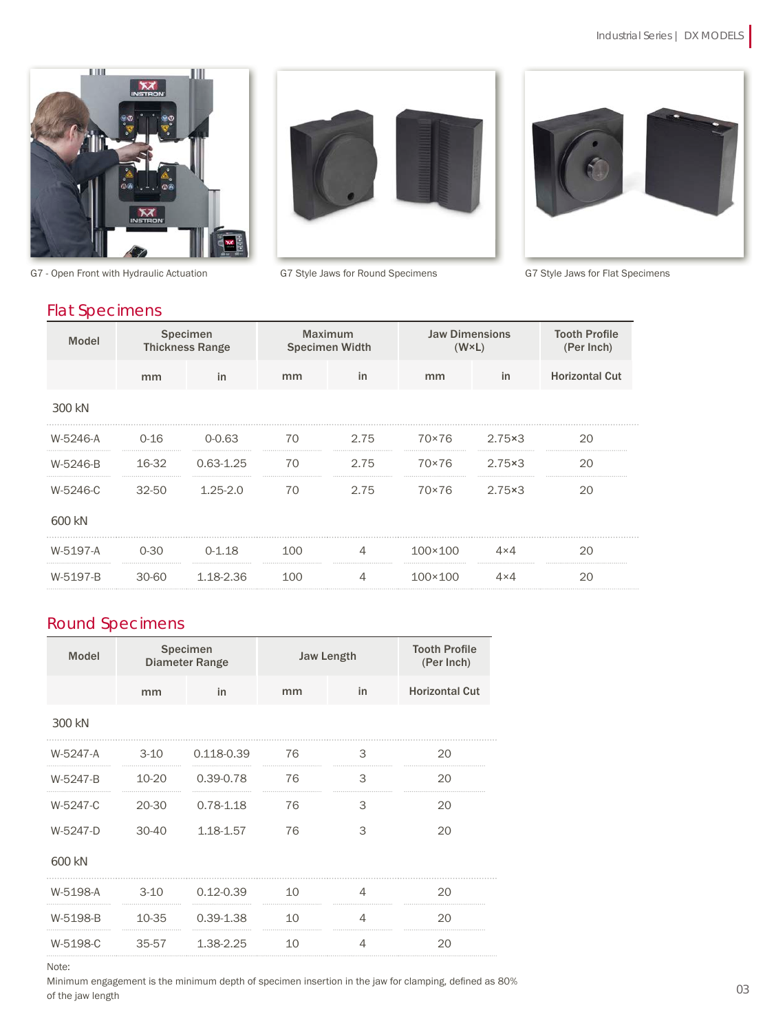G7 - Open Front with Hydraulic Actuation

G7 Style Jaws for Round Specimens

G7 Style Jaws for Flat Specimens

## Flat Specimens

| Model | Specimen Thickness Range | | Maximum Specimen Width | | Jaw Dimensions (W×L) | | Tooth Profile (Per Inch) |
|---|---|---|---|---|---|---|---|
| | mm | in | mm | in | mm | in | Horizontal Cut |
| **300 kN** | | | | | | | |
| W-5246-A | 0-16 | 0-0.63 | 70 | 2.75 | 70×76 | 2.75×3 | 20 |
| W-5246-B | 16-32 | 0.63-1.25 | 70 | 2.75 | 70×76 | 2.75×3 | 20 |
| W-5246-C | 32-50 | 1.25-2.0 | 70 | 2.75 | 70×76 | 2.75×3 | 20 |
| **600 kN** | | | | | | | |
| W-5197-A | 0-30 | 0-1.18 | 100 | 4 | 100×100 | 4×4 | 20 |
| W-5197-B | 30-60 | 1.18-2.36 | 100 | 4 | 100×100 | 4×4 | 20 |

## Round Specimens

| Model | Specimen Diameter Range | | Jaw Length | | Tooth Profile (Per Inch) |
|---|---|---|---|---|---|
| | mm | in | mm | in | Horizontal Cut |
| **300 kN** | | | | | |
| W-5247-A | 3-10 | 0.118-0.39 | 76 | 3 | 20 |
| W-5247-B | 10-20 | 0.39-0.78 | 76 | 3 | 20 |
| W-5247-C | 20-30 | 0.78-1.18 | 76 | 3 | 20 |
| W-5247-D | 30-40 | 1.18-1.57 | 76 | 3 | 20 |
| **600 kN** | | | | | |
| W-5198-A | 3-10 | 0.12-0.39 | 10 | 4 | 20 |
| W-5198-B | 10-35 | 0.39-1.38 | 10 | 4 | 20 |
| W-5198-C | 35-57 | 1.38-2.25 | 10 | 4 | 20 |

Note:
Minimum engagement is the minimum depth of specimen insertion in the jaw for clamping, defined as 80% of the jaw length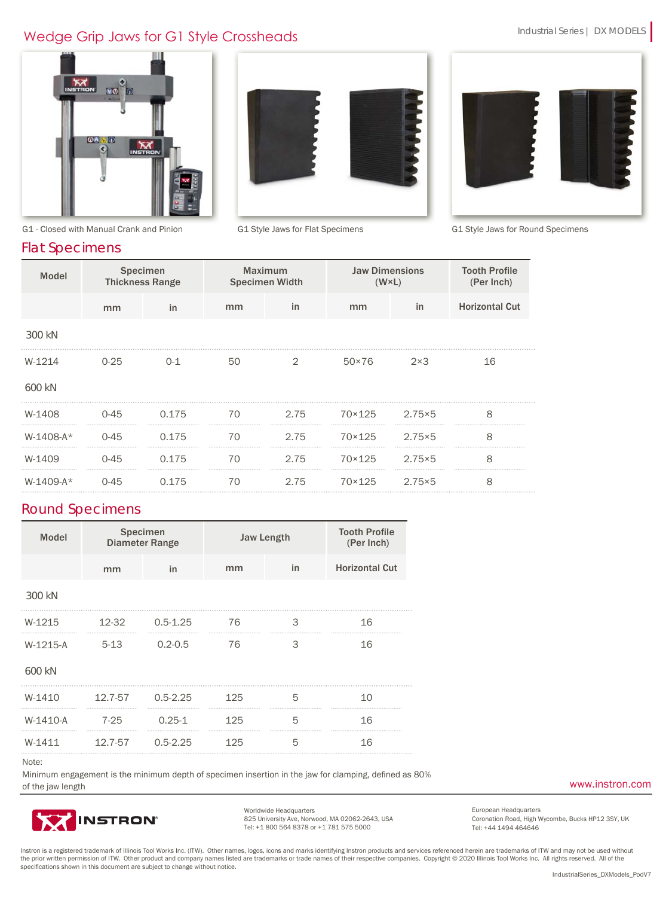## Wedge Grip Jaws for G1 Style Crossheads

G1 - Closed with Manual Crank and Pinion

G1 Style Jaws for Flat Specimens

G1 Style Jaws for Round Specimens

## Flat Specimens

| Model | Specimen Thickness Range | | Maximum Specimen Width | | Jaw Dimensions (W×L) | | Tooth Profile (Per Inch) |
|---|---|---|---|---|---|---|---|
| | mm | in | mm | in | mm | in | Horizontal Cut |
| **300 kN** | | | | | | | |
| W-1214 | 0-25 | 0-1 | 50 | 2 | 50×76 | 2×3 | 16 |
| **600 kN** | | | | | | | |
| W-1408 | 0-45 | 0.175 | 70 | 2.75 | 70×125 | 2.75×5 | 8 |
| W-1408-A* | 0-45 | 0.175 | 70 | 2.75 | 70×125 | 2.75×5 | 8 |
| W-1409 | 0-45 | 0.175 | 70 | 2.75 | 70×125 | 2.75×5 | 8 |
| W-1409-A* | 0-45 | 0.175 | 70 | 2.75 | 70×125 | 2.75×5 | 8 |

## Round Specimens

| Model | Specimen Diameter Range | | Jaw Length | | Tooth Profile (Per Inch) |
|---|---|---|---|---|---|
| | mm | in | mm | in | Horizontal Cut |
| **300 kN** | | | | | |
| W-1215 | 12-32 | 0.5-1.25 | 76 | 3 | 16 |
| W-1215-A | 5-13 | 0.2-0.5 | 76 | 3 | 16 |
| **600 kN** | | | | | |
| W-1410 | 12.7-57 | 0.5-2.25 | 125 | 5 | 10 |
| W-1410-A | 7-25 | 0.25-1 | 125 | 5 | 16 |
| W-1411 | 12.7-57 | 0.5-2.25 | 125 | 5 | 16 |

Note:
Minimum engagement is the minimum depth of specimen insertion in the jaw for clamping, defined as 80% of the jaw length

www.instron.com

INSTRON®

Worldwide Headquarters
825 University Ave, Norwood, MA 02062-2643, USA
Tel: +1 800 564 8378 or +1 781 575 5000

European Headquarters
Coronation Road, High Wycombe, Bucks HP12 3SY, UK
Tel: +44 1494 464646

Instron is a registered trademark of Illinois Tool Works Inc. (ITW). Other names, logos, icons and marks identifying Instron products and services referenced herein are trademarks of ITW and may not be used without the prior written permission of ITW. Other product and company names listed are trademarks or trade names of their respective companies. Copyright © 2020 Illinois Tool Works Inc. All rights reserved. All of the specifications shown in this document are subject to change without notice.

IndustrialSeries_DXModels_PodV7